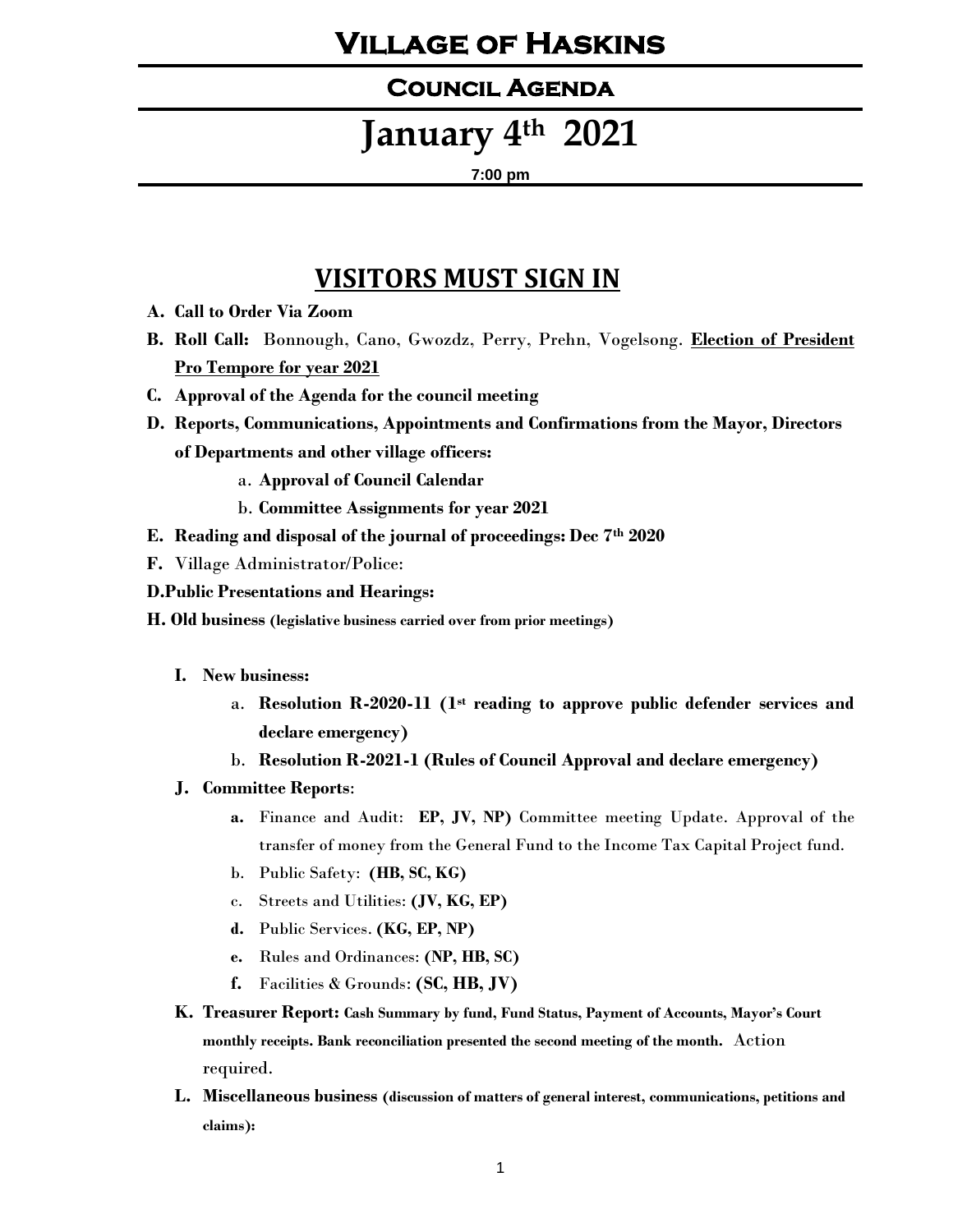# Village of Haskins

## Council Agenda

# January 4th 2021

**7:00 pm**

## VISITORS MUST SIGN IN

**A. Call to Order Via Zoom**

**B. Roll Call:** Bonnough, Cano, Gwozdz, Perry, Prehn, Vogelsong. **Election of President Pro Tempore for year 2021**

**C. Approval of the Agenda for the council meeting**

**D. Reports, Communications, Appointments and Confirmations from the Mayor, Directors of Departments and other village officers:**

- a. **Approval of Council Calendar**
- b. **Committee Assignments for year 2021**

**E. Reading and disposal of the journal of proceedings: Dec 7th 2020**

**F.** Village Administrator/Police:

**D.Public Presentations and Hearings:**

**H. Old business (legislative business carried over from prior meetings)**

**I. New business:**

- a. **Resolution R-2020-11 (1st reading to approve public defender services and declare emergency)**
- b. **Resolution R-2021-1 (Rules of Council Approval and declare emergency)**

**J. Committee Reports**:

- **a.** Finance and Audit: **EP, JV, NP)** Committee meeting Update. Approval of the transfer of money from the General Fund to the Income Tax Capital Project fund.
- b. Public Safety: **(HB, SC, KG)**
- c. Streets and Utilities: **(JV, KG, EP)**
- **d.** Public Services. **(KG, EP, NP)**
- **e.** Rules and Ordinances: **(NP, HB, SC)**
- **f.** Facilities & Grounds: **(SC, HB, JV)**

**K. Treasurer Report: Cash Summary by fund, Fund Status, Payment of Accounts, Mayor's Court monthly receipts. Bank reconciliation presented the second meeting of the month.** Action required.

**L. Miscellaneous business (discussion of matters of general interest, communications, petitions and claims):**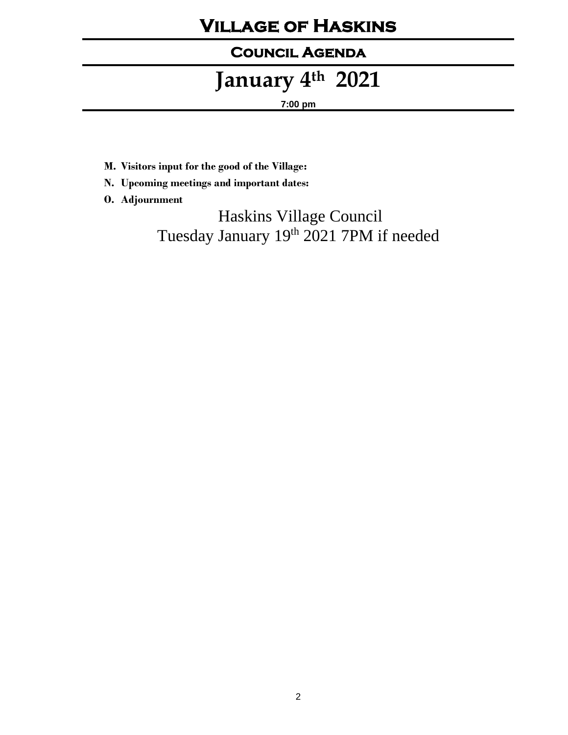# Village of Haskins

## Council Agenda

# January 4th 2021

**7:00 pm**

**M. Visitors input for the good of the Village:**

**N. Upcoming meetings and important dates:**

**O. Adjournment**

Haskins Village Council
Tuesday January 19th 2021 7PM if needed